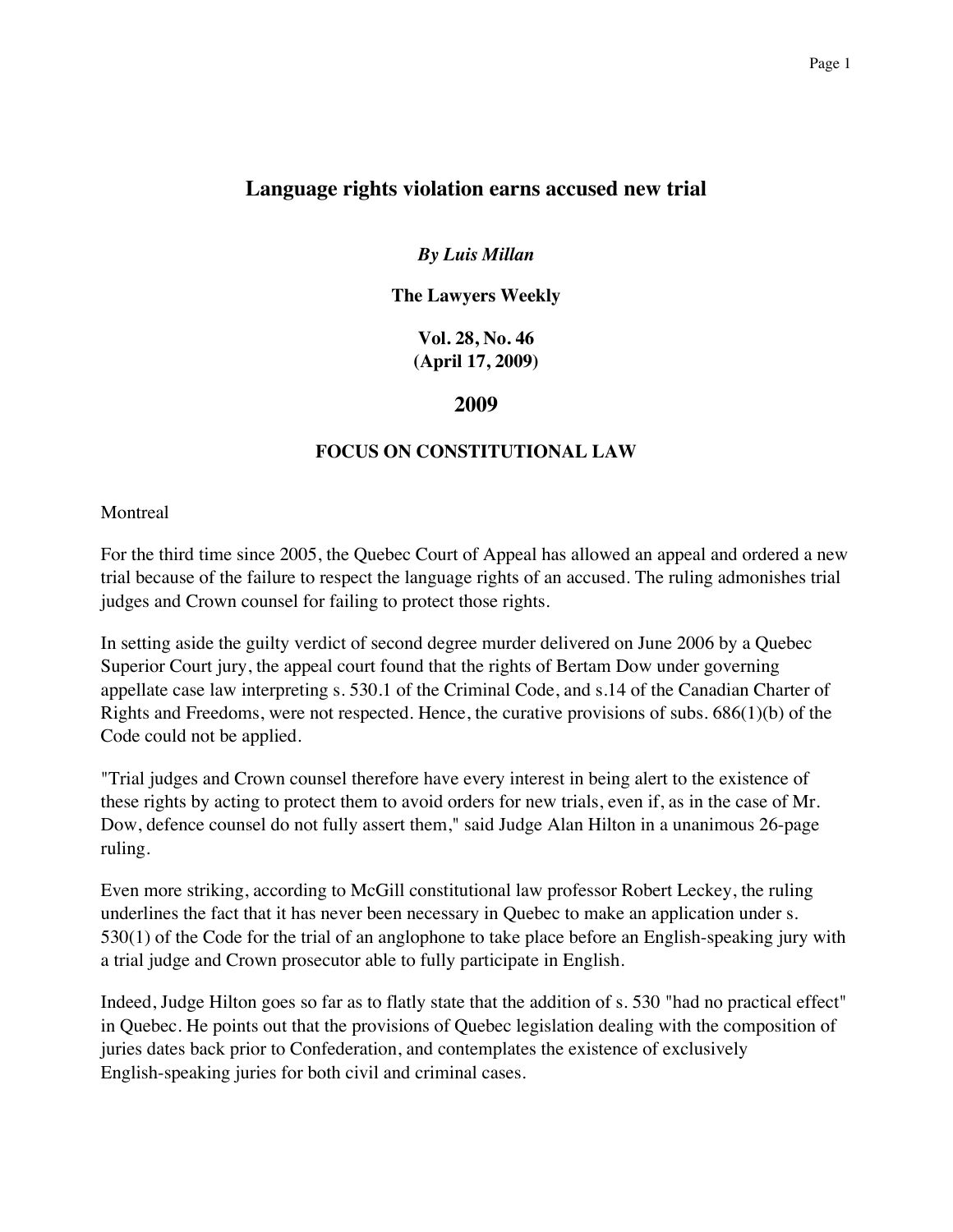# Language rights violation earns accused new trial

***By Luis Millan***

**The Lawyers Weekly**

**Vol. 28, No. 46**
**(April 17, 2009)**

## 2009

### FOCUS ON CONSTITUTIONAL LAW

Montreal

For the third time since 2005, the Quebec Court of Appeal has allowed an appeal and ordered a new trial because of the failure to respect the language rights of an accused. The ruling admonishes trial judges and Crown counsel for failing to protect those rights.

In setting aside the guilty verdict of second degree murder delivered on June 2006 by a Quebec Superior Court jury, the appeal court found that the rights of Bertam Dow under governing appellate case law interpreting s. 530.1 of the Criminal Code, and s.14 of the Canadian Charter of Rights and Freedoms, were not respected. Hence, the curative provisions of subs. 686(1)(b) of the Code could not be applied.

"Trial judges and Crown counsel therefore have every interest in being alert to the existence of these rights by acting to protect them to avoid orders for new trials, even if, as in the case of Mr. Dow, defence counsel do not fully assert them," said Judge Alan Hilton in a unanimous 26-page ruling.

Even more striking, according to McGill constitutional law professor Robert Leckey, the ruling underlines the fact that it has never been necessary in Quebec to make an application under s. 530(1) of the Code for the trial of an anglophone to take place before an English-speaking jury with a trial judge and Crown prosecutor able to fully participate in English.

Indeed, Judge Hilton goes so far as to flatly state that the addition of s. 530 "had no practical effect" in Quebec. He points out that the provisions of Quebec legislation dealing with the composition of juries dates back prior to Confederation, and contemplates the existence of exclusively English-speaking juries for both civil and criminal cases.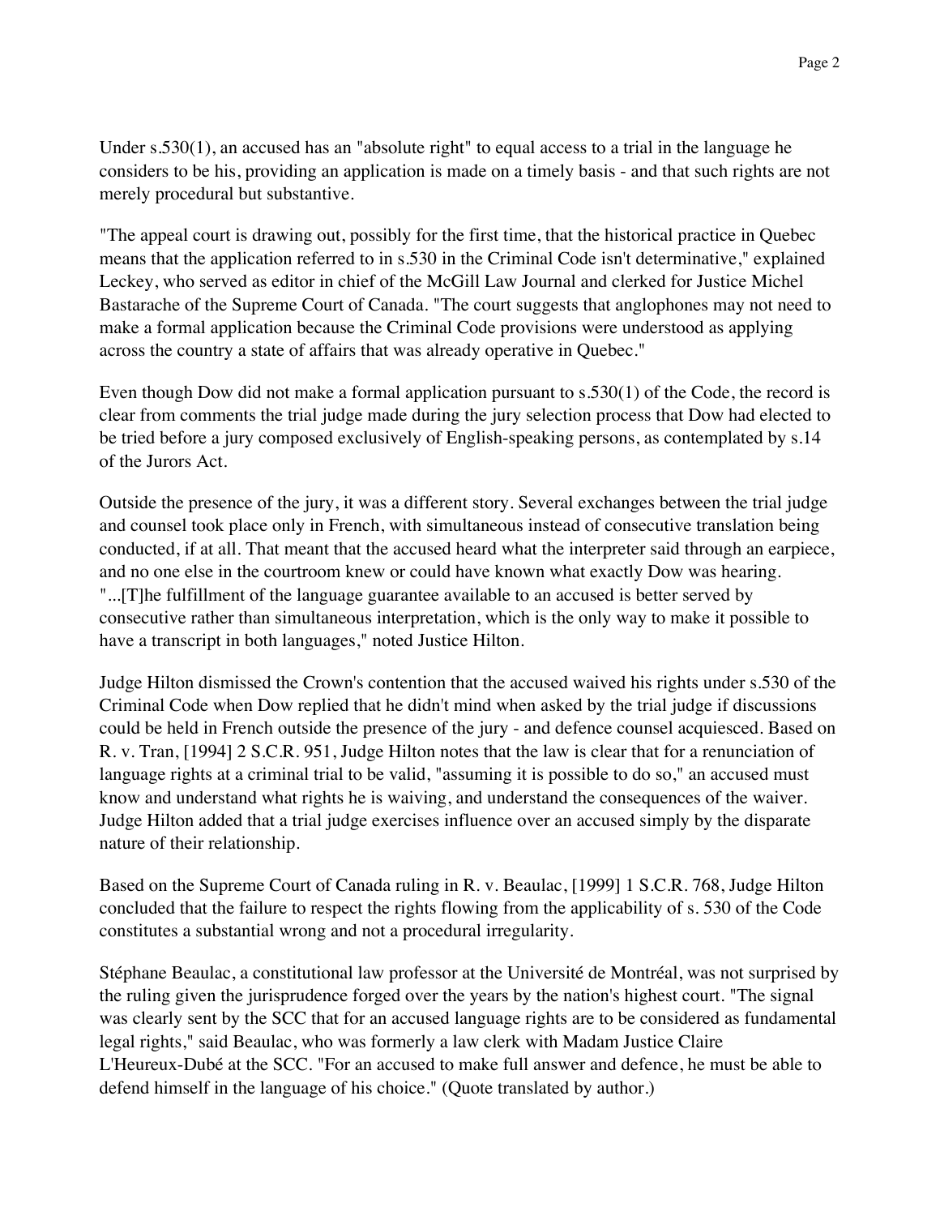Under s.530(1), an accused has an "absolute right" to equal access to a trial in the language he considers to be his, providing an application is made on a timely basis - and that such rights are not merely procedural but substantive.

"The appeal court is drawing out, possibly for the first time, that the historical practice in Quebec means that the application referred to in s.530 in the Criminal Code isn't determinative," explained Leckey, who served as editor in chief of the McGill Law Journal and clerked for Justice Michel Bastarache of the Supreme Court of Canada. "The court suggests that anglophones may not need to make a formal application because the Criminal Code provisions were understood as applying across the country a state of affairs that was already operative in Quebec."

Even though Dow did not make a formal application pursuant to s.530(1) of the Code, the record is clear from comments the trial judge made during the jury selection process that Dow had elected to be tried before a jury composed exclusively of English-speaking persons, as contemplated by s.14 of the Jurors Act.

Outside the presence of the jury, it was a different story. Several exchanges between the trial judge and counsel took place only in French, with simultaneous instead of consecutive translation being conducted, if at all. That meant that the accused heard what the interpreter said through an earpiece, and no one else in the courtroom knew or could have known what exactly Dow was hearing. "...[T]he fulfillment of the language guarantee available to an accused is better served by consecutive rather than simultaneous interpretation, which is the only way to make it possible to have a transcript in both languages," noted Justice Hilton.

Judge Hilton dismissed the Crown's contention that the accused waived his rights under s.530 of the Criminal Code when Dow replied that he didn't mind when asked by the trial judge if discussions could be held in French outside the presence of the jury - and defence counsel acquiesced. Based on R. v. Tran, [1994] 2 S.C.R. 951, Judge Hilton notes that the law is clear that for a renunciation of language rights at a criminal trial to be valid, "assuming it is possible to do so," an accused must know and understand what rights he is waiving, and understand the consequences of the waiver. Judge Hilton added that a trial judge exercises influence over an accused simply by the disparate nature of their relationship.

Based on the Supreme Court of Canada ruling in R. v. Beaulac, [1999] 1 S.C.R. 768, Judge Hilton concluded that the failure to respect the rights flowing from the applicability of s. 530 of the Code constitutes a substantial wrong and not a procedural irregularity.

Stéphane Beaulac, a constitutional law professor at the Université de Montréal, was not surprised by the ruling given the jurisprudence forged over the years by the nation's highest court. "The signal was clearly sent by the SCC that for an accused language rights are to be considered as fundamental legal rights," said Beaulac, who was formerly a law clerk with Madam Justice Claire L'Heureux-Dubé at the SCC. "For an accused to make full answer and defence, he must be able to defend himself in the language of his choice." (Quote translated by author.)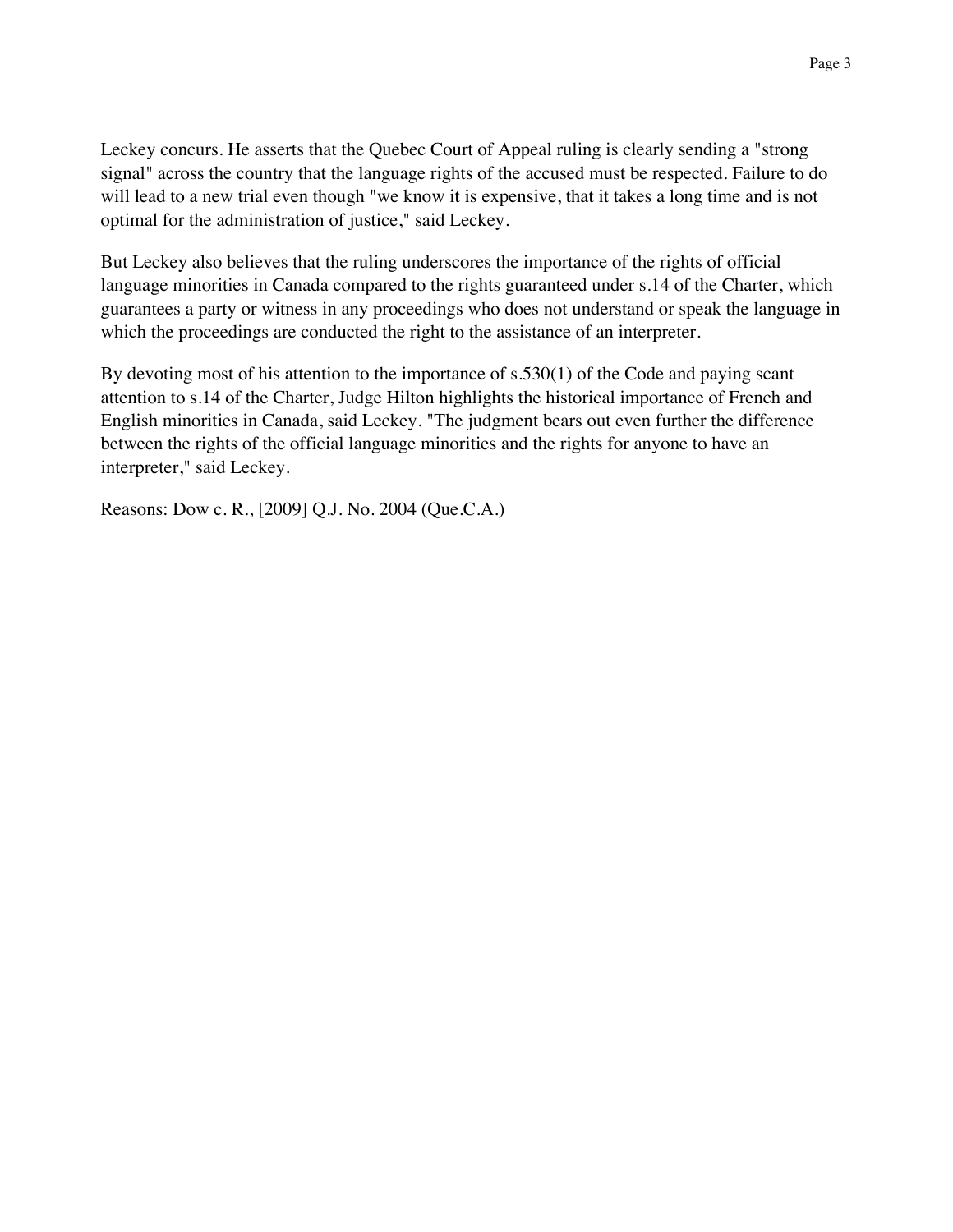Leckey concurs. He asserts that the Quebec Court of Appeal ruling is clearly sending a "strong signal" across the country that the language rights of the accused must be respected. Failure to do will lead to a new trial even though "we know it is expensive, that it takes a long time and is not optimal for the administration of justice," said Leckey.

But Leckey also believes that the ruling underscores the importance of the rights of official language minorities in Canada compared to the rights guaranteed under s.14 of the Charter, which guarantees a party or witness in any proceedings who does not understand or speak the language in which the proceedings are conducted the right to the assistance of an interpreter.

By devoting most of his attention to the importance of s.530(1) of the Code and paying scant attention to s.14 of the Charter, Judge Hilton highlights the historical importance of French and English minorities in Canada, said Leckey. "The judgment bears out even further the difference between the rights of the official language minorities and the rights for anyone to have an interpreter," said Leckey.

Reasons: Dow c. R., [2009] Q.J. No. 2004 (Que.C.A.)